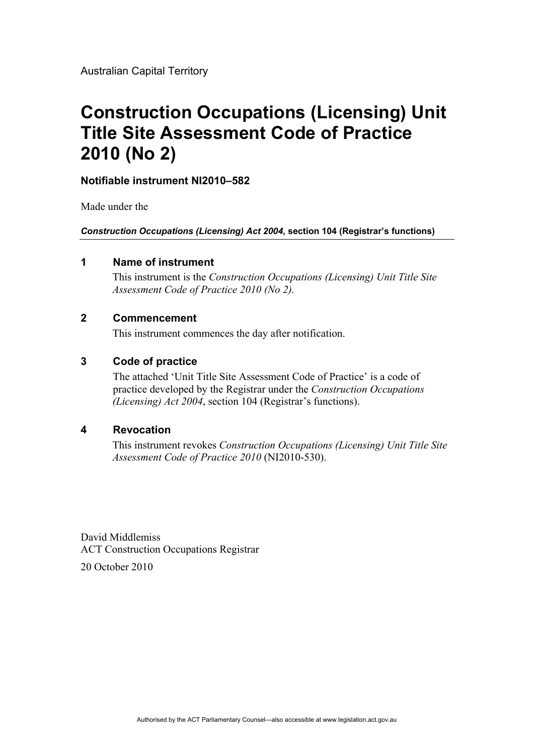Australian Capital Territory

# Construction Occupations (Licensing) Unit Title Site Assessment Code of Practice 2010 (No 2)

**Notifiable instrument NI2010–582**

Made under the

***Construction Occupations (Licensing) Act 2004*, section 104 (Registrar's functions)**

---

## 1 Name of instrument

This instrument is the *Construction Occupations (Licensing) Unit Title Site Assessment Code of Practice 2010 (No 2).*

## 2 Commencement

This instrument commences the day after notification.

## 3 Code of practice

The attached 'Unit Title Site Assessment Code of Practice' is a code of practice developed by the Registrar under the *Construction Occupations (Licensing) Act 2004*, section 104 (Registrar's functions).

## 4 Revocation

This instrument revokes *Construction Occupations (Licensing) Unit Title Site Assessment Code of Practice 2010* (NI2010-530).

David Middlemiss
ACT Construction Occupations Registrar

20 October 2010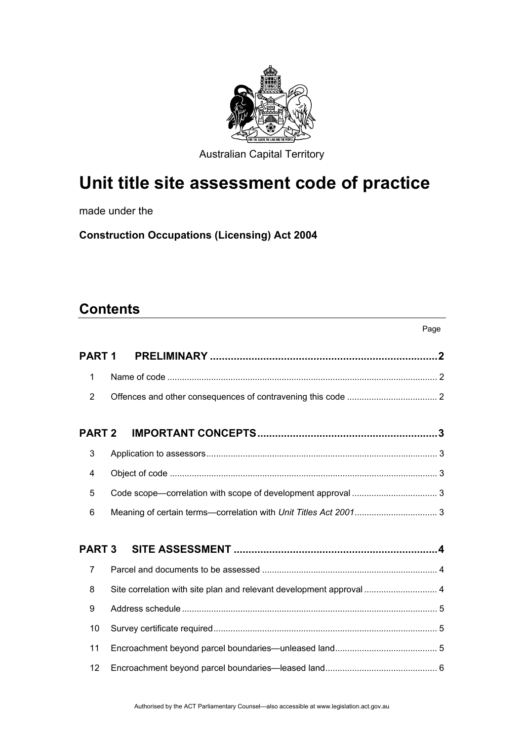Australian Capital Territory

# Unit title site assessment code of practice

made under the

**Construction Occupations (Licensing) Act 2004**

## Contents

| | | Page |
|---|---|---|
| **PART 1** | **PRELIMINARY** | **2** |
| 1 | Name of code | 2 |
| 2 | Offences and other consequences of contravening this code | 2 |
| **PART 2** | **IMPORTANT CONCEPTS** | **3** |
| 3 | Application to assessors | 3 |
| 4 | Object of code | 3 |
| 5 | Code scope—correlation with scope of development approval | 3 |
| 6 | Meaning of certain terms—correlation with *Unit Titles Act 2001* | 3 |
| **PART 3** | **SITE ASSESSMENT** | **4** |
| 7 | Parcel and documents to be assessed | 4 |
| 8 | Site correlation with site plan and relevant development approval | 4 |
| 9 | Address schedule | 5 |
| 10 | Survey certificate required | 5 |
| 11 | Encroachment beyond parcel boundaries—unleased land | 5 |
| 12 | Encroachment beyond parcel boundaries—leased land | 6 |

Authorised by the ACT Parliamentary Counsel—also accessible at www.legislation.act.gov.au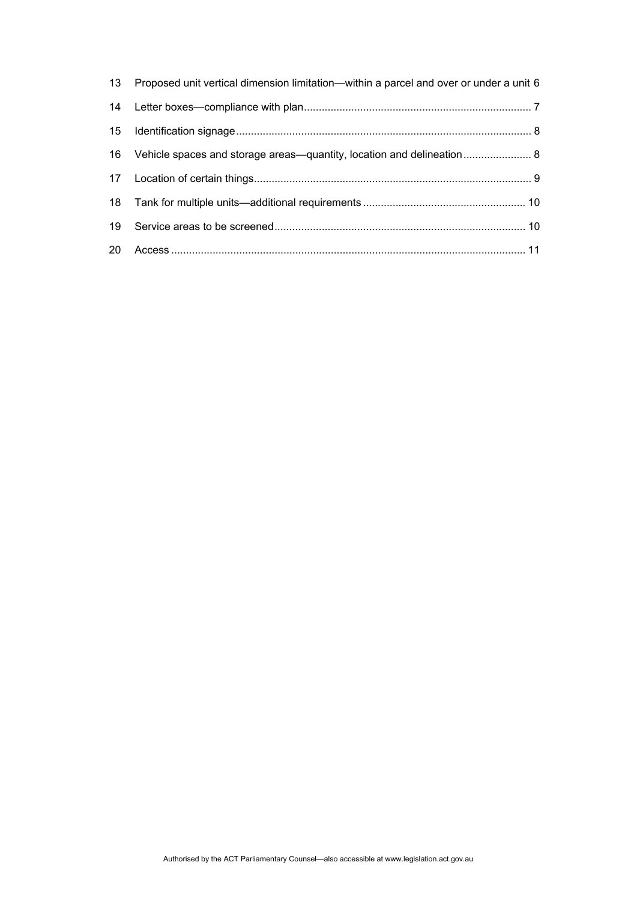13 Proposed unit vertical dimension limitation—within a parcel and over or under a unit 6

14 Letter boxes—compliance with plan 7

15 Identification signage 8

16 Vehicle spaces and storage areas—quantity, location and delineation 8

17 Location of certain things 9

18 Tank for multiple units—additional requirements 10

19 Service areas to be screened 10

20 Access 11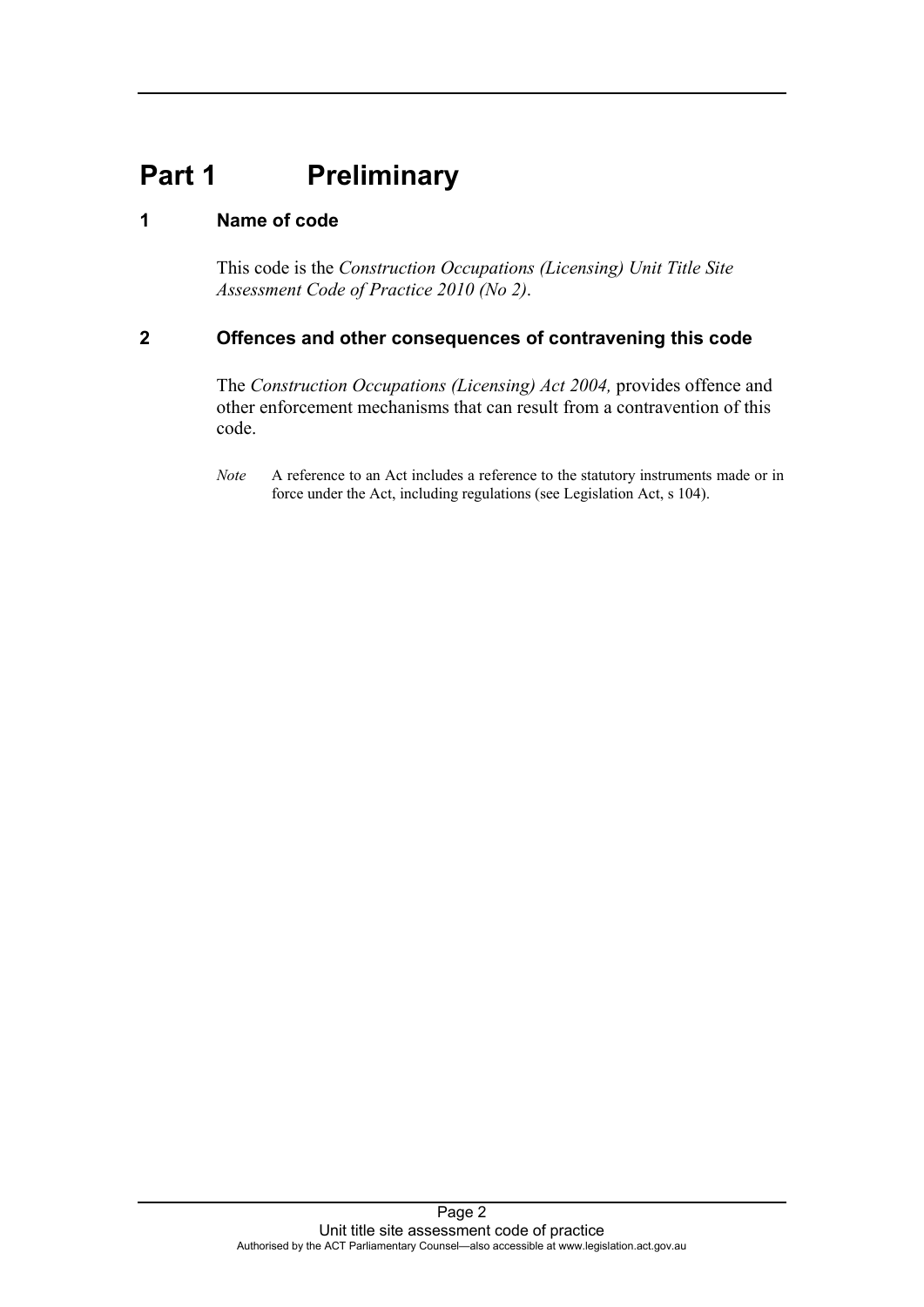# Part 1 Preliminary

## 1 Name of code

This code is the *Construction Occupations (Licensing) Unit Title Site Assessment Code of Practice 2010 (No 2)*.

## 2 Offences and other consequences of contravening this code

The *Construction Occupations (Licensing) Act 2004,* provides offence and other enforcement mechanisms that can result from a contravention of this code.

*Note* A reference to an Act includes a reference to the statutory instruments made or in force under the Act, including regulations (see Legislation Act, s 104).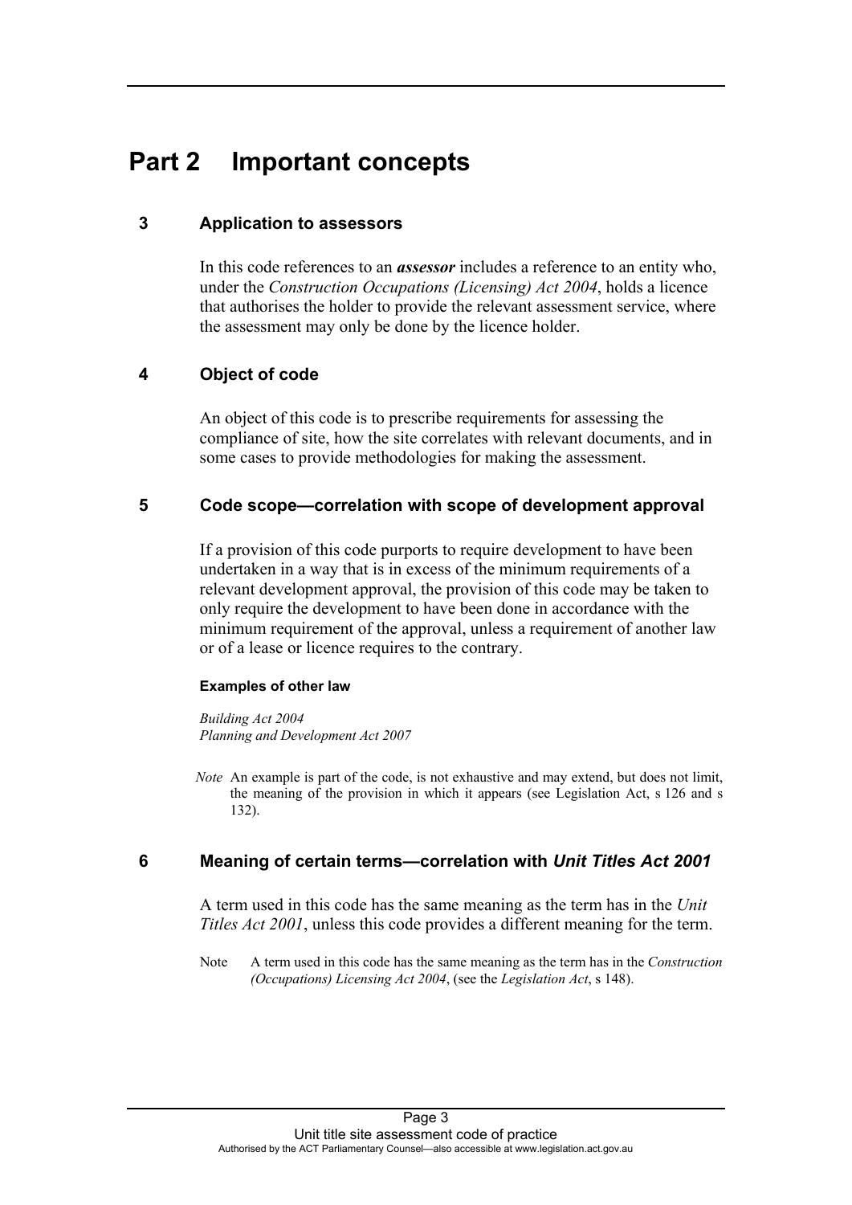# Part 2 Important concepts

## 3 Application to assessors

In this code references to an ***assessor*** includes a reference to an entity who, under the *Construction Occupations (Licensing) Act 2004*, holds a licence that authorises the holder to provide the relevant assessment service, where the assessment may only be done by the licence holder.

## 4 Object of code

An object of this code is to prescribe requirements for assessing the compliance of site, how the site correlates with relevant documents, and in some cases to provide methodologies for making the assessment.

## 5 Code scope—correlation with scope of development approval

If a provision of this code purports to require development to have been undertaken in a way that is in excess of the minimum requirements of a relevant development approval, the provision of this code may be taken to only require the development to have been done in accordance with the minimum requirement of the approval, unless a requirement of another law or of a lease or licence requires to the contrary.

**Examples of other law**

*Building Act 2004*
*Planning and Development Act 2007*

*Note* An example is part of the code, is not exhaustive and may extend, but does not limit, the meaning of the provision in which it appears (see Legislation Act, s 126 and s 132).

## 6 Meaning of certain terms—correlation with *Unit Titles Act 2001*

A term used in this code has the same meaning as the term has in the *Unit Titles Act 2001*, unless this code provides a different meaning for the term.

Note A term used in this code has the same meaning as the term has in the *Construction (Occupations) Licensing Act 2004*, (see the *Legislation Act*, s 148).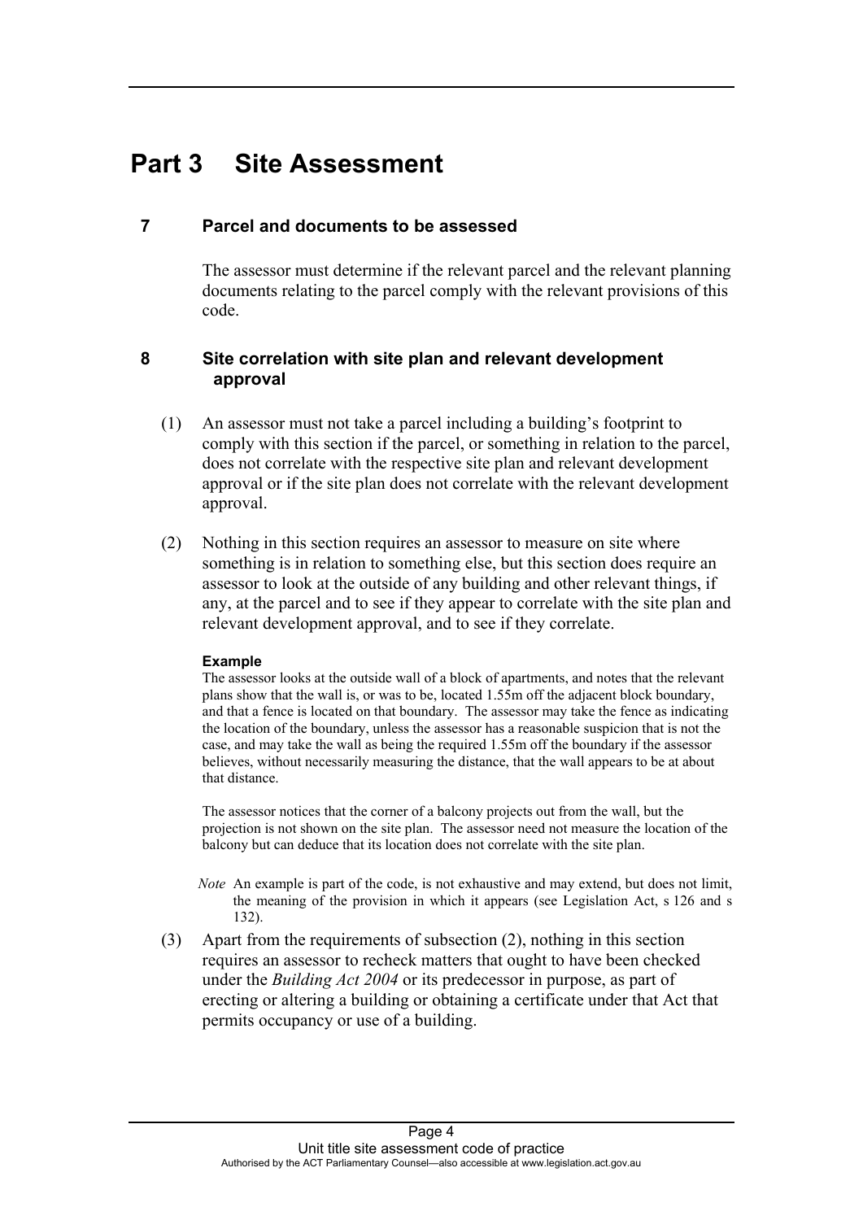# Part 3 Site Assessment

## 7 Parcel and documents to be assessed

The assessor must determine if the relevant parcel and the relevant planning documents relating to the parcel comply with the relevant provisions of this code.

## 8 Site correlation with site plan and relevant development approval

(1) An assessor must not take a parcel including a building's footprint to comply with this section if the parcel, or something in relation to the parcel, does not correlate with the respective site plan and relevant development approval or if the site plan does not correlate with the relevant development approval.

(2) Nothing in this section requires an assessor to measure on site where something is in relation to something else, but this section does require an assessor to look at the outside of any building and other relevant things, if any, at the parcel and to see if they appear to correlate with the site plan and relevant development approval, and to see if they correlate.

**Example**

The assessor looks at the outside wall of a block of apartments, and notes that the relevant plans show that the wall is, or was to be, located 1.55m off the adjacent block boundary, and that a fence is located on that boundary. The assessor may take the fence as indicating the location of the boundary, unless the assessor has a reasonable suspicion that is not the case, and may take the wall as being the required 1.55m off the boundary if the assessor believes, without necessarily measuring the distance, that the wall appears to be at about that distance.

The assessor notices that the corner of a balcony projects out from the wall, but the projection is not shown on the site plan. The assessor need not measure the location of the balcony but can deduce that its location does not correlate with the site plan.

*Note* An example is part of the code, is not exhaustive and may extend, but does not limit, the meaning of the provision in which it appears (see Legislation Act, s 126 and s 132).

(3) Apart from the requirements of subsection (2), nothing in this section requires an assessor to recheck matters that ought to have been checked under the *Building Act 2004* or its predecessor in purpose, as part of erecting or altering a building or obtaining a certificate under that Act that permits occupancy or use of a building.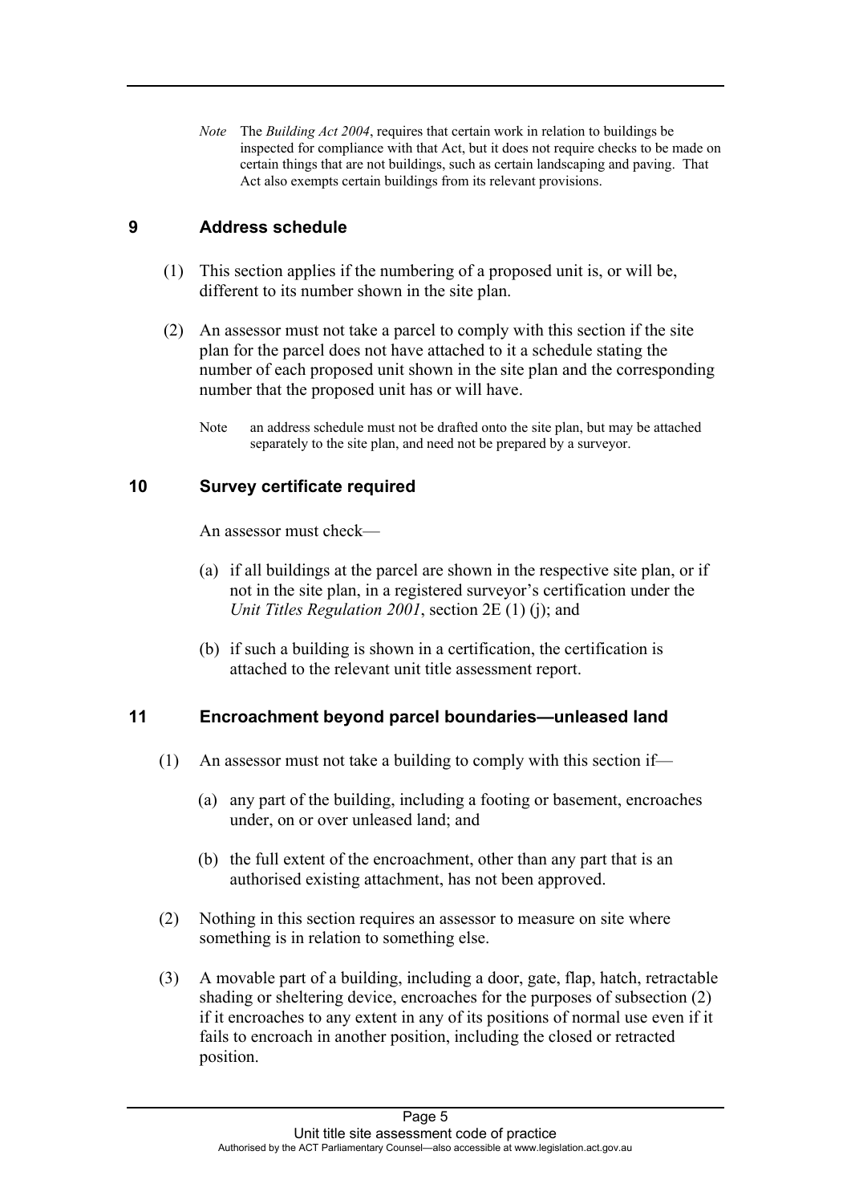*Note* The *Building Act 2004*, requires that certain work in relation to buildings be inspected for compliance with that Act, but it does not require checks to be made on certain things that are not buildings, such as certain landscaping and paving. That Act also exempts certain buildings from its relevant provisions.

## 9 Address schedule

(1) This section applies if the numbering of a proposed unit is, or will be, different to its number shown in the site plan.

(2) An assessor must not take a parcel to comply with this section if the site plan for the parcel does not have attached to it a schedule stating the number of each proposed unit shown in the site plan and the corresponding number that the proposed unit has or will have.

Note an address schedule must not be drafted onto the site plan, but may be attached separately to the site plan, and need not be prepared by a surveyor.

## 10 Survey certificate required

An assessor must check—

(a) if all buildings at the parcel are shown in the respective site plan, or if not in the site plan, in a registered surveyor's certification under the *Unit Titles Regulation 2001*, section 2E (1) (j); and

(b) if such a building is shown in a certification, the certification is attached to the relevant unit title assessment report.

## 11 Encroachment beyond parcel boundaries—unleased land

(1) An assessor must not take a building to comply with this section if—

(a) any part of the building, including a footing or basement, encroaches under, on or over unleased land; and

(b) the full extent of the encroachment, other than any part that is an authorised existing attachment, has not been approved.

(2) Nothing in this section requires an assessor to measure on site where something is in relation to something else.

(3) A movable part of a building, including a door, gate, flap, hatch, retractable shading or sheltering device, encroaches for the purposes of subsection (2) if it encroaches to any extent in any of its positions of normal use even if it fails to encroach in another position, including the closed or retracted position.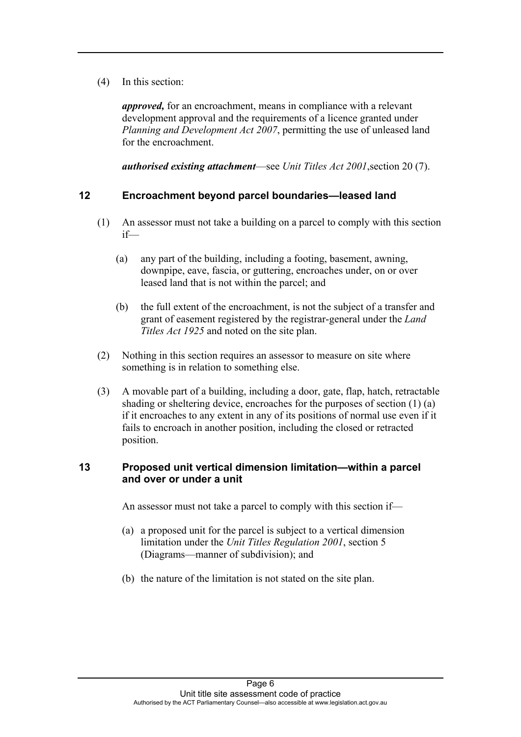(4) In this section:

***approved,*** for an encroachment, means in compliance with a relevant development approval and the requirements of a licence granted under *Planning and Development Act 2007*, permitting the use of unleased land for the encroachment.

***authorised existing attachment***—see *Unit Titles Act 2001*,section 20 (7).

## 12 Encroachment beyond parcel boundaries—leased land

(1) An assessor must not take a building on a parcel to comply with this section if—

(a) any part of the building, including a footing, basement, awning, downpipe, eave, fascia, or guttering, encroaches under, on or over leased land that is not within the parcel; and

(b) the full extent of the encroachment, is not the subject of a transfer and grant of easement registered by the registrar-general under the *Land Titles Act 1925* and noted on the site plan.

(2) Nothing in this section requires an assessor to measure on site where something is in relation to something else.

(3) A movable part of a building, including a door, gate, flap, hatch, retractable shading or sheltering device, encroaches for the purposes of section (1) (a) if it encroaches to any extent in any of its positions of normal use even if it fails to encroach in another position, including the closed or retracted position.

## 13 Proposed unit vertical dimension limitation—within a parcel and over or under a unit

An assessor must not take a parcel to comply with this section if—

(a) a proposed unit for the parcel is subject to a vertical dimension limitation under the *Unit Titles Regulation 2001*, section 5 (Diagrams—manner of subdivision); and

(b) the nature of the limitation is not stated on the site plan.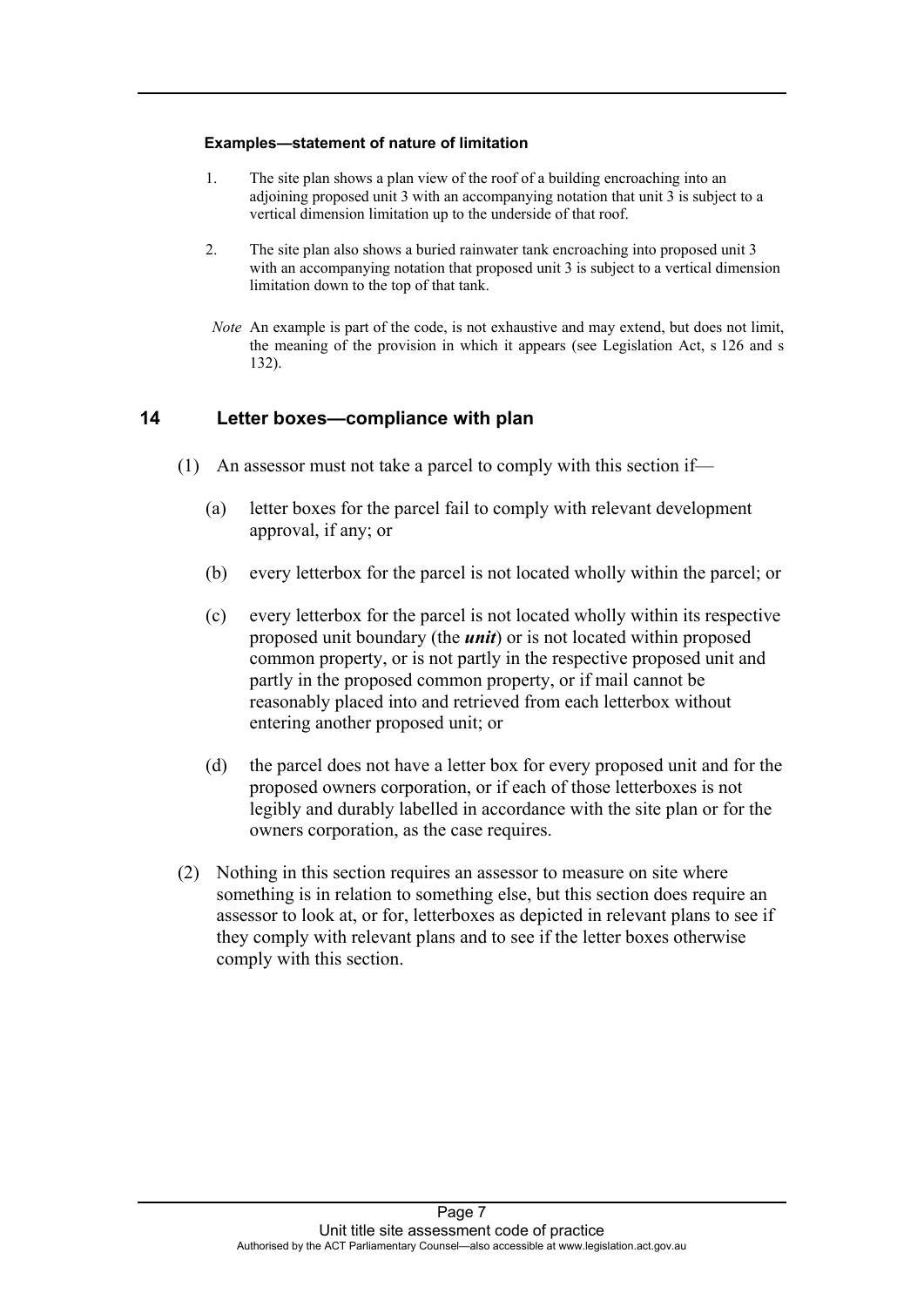**Examples—statement of nature of limitation**

1. The site plan shows a plan view of the roof of a building encroaching into an adjoining proposed unit 3 with an accompanying notation that unit 3 is subject to a vertical dimension limitation up to the underside of that roof.

2. The site plan also shows a buried rainwater tank encroaching into proposed unit 3 with an accompanying notation that proposed unit 3 is subject to a vertical dimension limitation down to the top of that tank.

*Note* An example is part of the code, is not exhaustive and may extend, but does not limit, the meaning of the provision in which it appears (see Legislation Act, s 126 and s 132).

## 14 Letter boxes—compliance with plan

(1) An assessor must not take a parcel to comply with this section if—

(a) letter boxes for the parcel fail to comply with relevant development approval, if any; or

(b) every letterbox for the parcel is not located wholly within the parcel; or

(c) every letterbox for the parcel is not located wholly within its respective proposed unit boundary (the ***unit***) or is not located within proposed common property, or is not partly in the respective proposed unit and partly in the proposed common property, or if mail cannot be reasonably placed into and retrieved from each letterbox without entering another proposed unit; or

(d) the parcel does not have a letter box for every proposed unit and for the proposed owners corporation, or if each of those letterboxes is not legibly and durably labelled in accordance with the site plan or for the owners corporation, as the case requires.

(2) Nothing in this section requires an assessor to measure on site where something is in relation to something else, but this section does require an assessor to look at, or for, letterboxes as depicted in relevant plans to see if they comply with relevant plans and to see if the letter boxes otherwise comply with this section.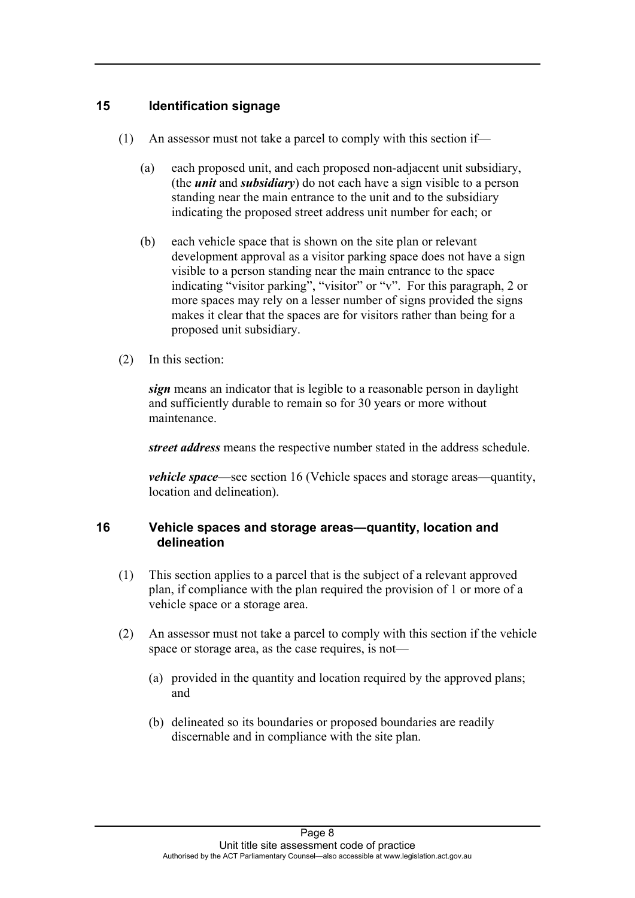## 15 Identification signage

(1) An assessor must not take a parcel to comply with this section if—

(a) each proposed unit, and each proposed non-adjacent unit subsidiary, (the ***unit*** and ***subsidiary***) do not each have a sign visible to a person standing near the main entrance to the unit and to the subsidiary indicating the proposed street address unit number for each; or

(b) each vehicle space that is shown on the site plan or relevant development approval as a visitor parking space does not have a sign visible to a person standing near the main entrance to the space indicating “visitor parking”, “visitor” or “v”. For this paragraph, 2 or more spaces may rely on a lesser number of signs provided the signs makes it clear that the spaces are for visitors rather than being for a proposed unit subsidiary.

(2) In this section:

***sign*** means an indicator that is legible to a reasonable person in daylight and sufficiently durable to remain so for 30 years or more without maintenance.

***street address*** means the respective number stated in the address schedule.

***vehicle space***—see section 16 (Vehicle spaces and storage areas—quantity, location and delineation).

## 16 Vehicle spaces and storage areas—quantity, location and delineation

(1) This section applies to a parcel that is the subject of a relevant approved plan, if compliance with the plan required the provision of 1 or more of a vehicle space or a storage area.

(2) An assessor must not take a parcel to comply with this section if the vehicle space or storage area, as the case requires, is not—

(a) provided in the quantity and location required by the approved plans; and

(b) delineated so its boundaries or proposed boundaries are readily discernable and in compliance with the site plan.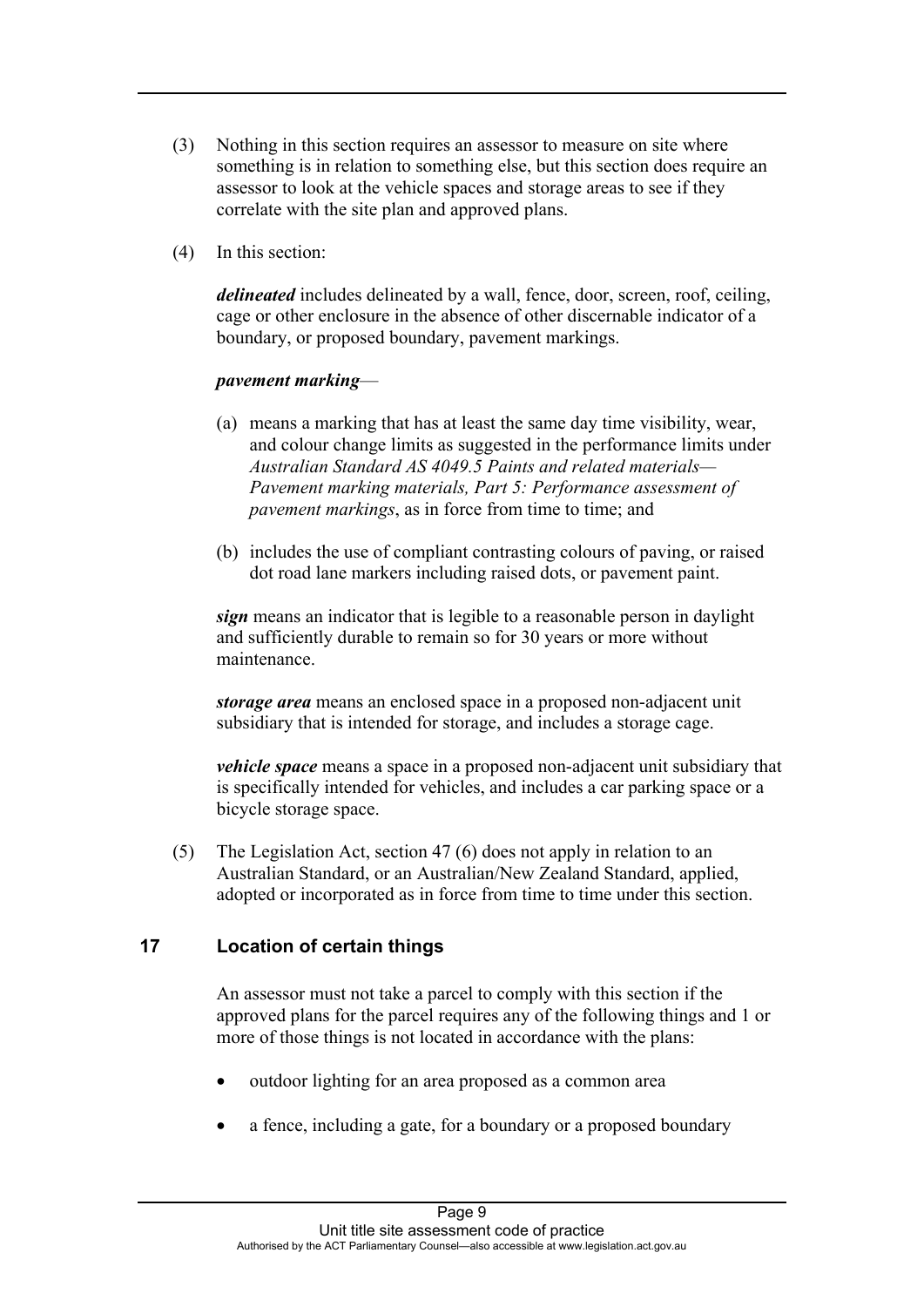(3) Nothing in this section requires an assessor to measure on site where something is in relation to something else, but this section does require an assessor to look at the vehicle spaces and storage areas to see if they correlate with the site plan and approved plans.

(4) In this section:

***delineated*** includes delineated by a wall, fence, door, screen, roof, ceiling, cage or other enclosure in the absence of other discernable indicator of a boundary, or proposed boundary, pavement markings.

***pavement marking***—

(a) means a marking that has at least the same day time visibility, wear, and colour change limits as suggested in the performance limits under *Australian Standard AS 4049.5 Paints and related materials— Pavement marking materials, Part 5: Performance assessment of pavement markings*, as in force from time to time; and

(b) includes the use of compliant contrasting colours of paving, or raised dot road lane markers including raised dots, or pavement paint.

***sign*** means an indicator that is legible to a reasonable person in daylight and sufficiently durable to remain so for 30 years or more without maintenance.

***storage area*** means an enclosed space in a proposed non-adjacent unit subsidiary that is intended for storage, and includes a storage cage.

***vehicle space*** means a space in a proposed non-adjacent unit subsidiary that is specifically intended for vehicles, and includes a car parking space or a bicycle storage space.

(5) The Legislation Act, section 47 (6) does not apply in relation to an Australian Standard, or an Australian/New Zealand Standard, applied, adopted or incorporated as in force from time to time under this section.

## 17 Location of certain things

An assessor must not take a parcel to comply with this section if the approved plans for the parcel requires any of the following things and 1 or more of those things is not located in accordance with the plans:

- outdoor lighting for an area proposed as a common area
- a fence, including a gate, for a boundary or a proposed boundary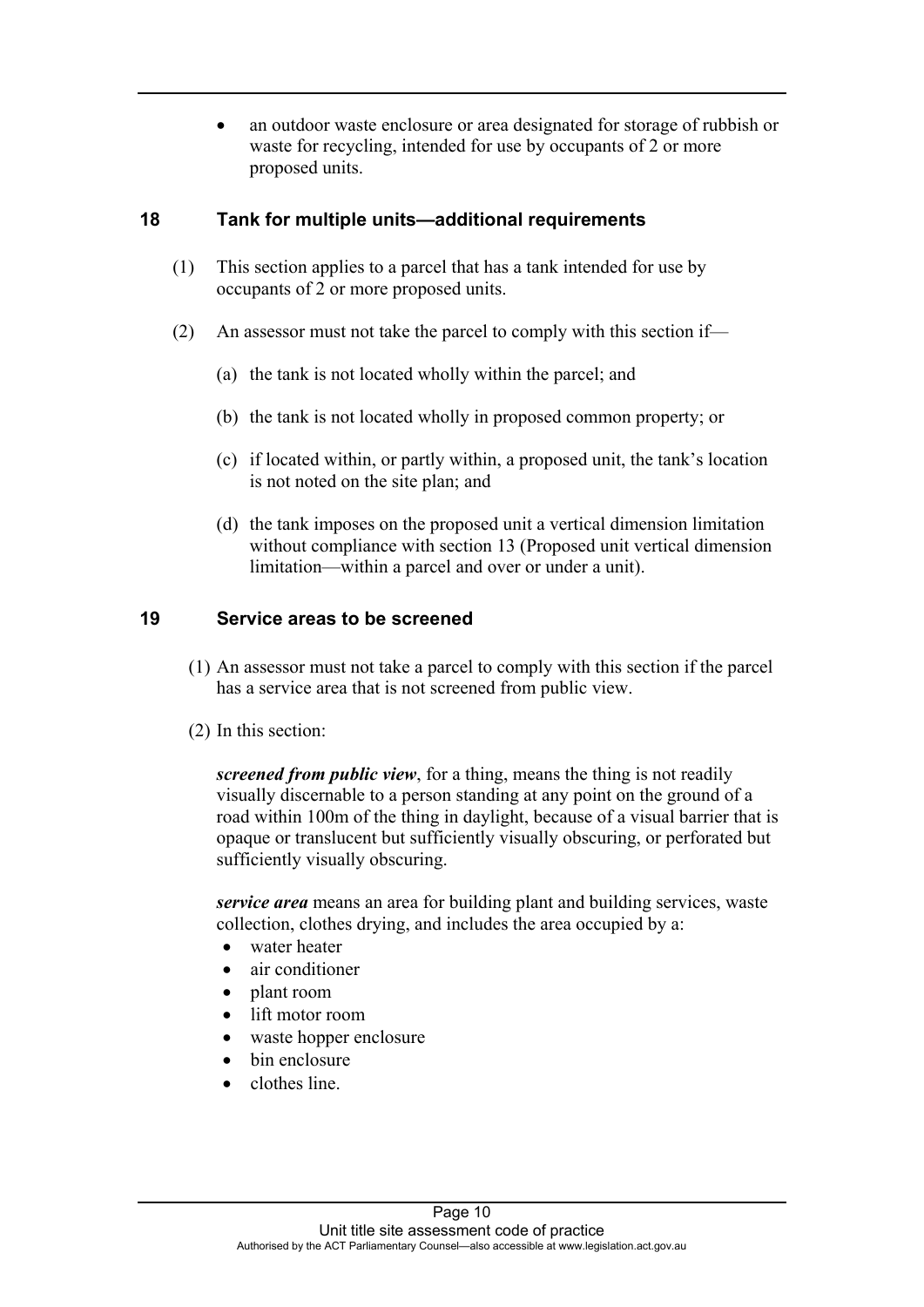- an outdoor waste enclosure or area designated for storage of rubbish or waste for recycling, intended for use by occupants of 2 or more proposed units.

## 18 Tank for multiple units—additional requirements

(1) This section applies to a parcel that has a tank intended for use by occupants of 2 or more proposed units.

(2) An assessor must not take the parcel to comply with this section if—

(a) the tank is not located wholly within the parcel; and

(b) the tank is not located wholly in proposed common property; or

(c) if located within, or partly within, a proposed unit, the tank's location is not noted on the site plan; and

(d) the tank imposes on the proposed unit a vertical dimension limitation without compliance with section 13 (Proposed unit vertical dimension limitation—within a parcel and over or under a unit).

## 19 Service areas to be screened

(1) An assessor must not take a parcel to comply with this section if the parcel has a service area that is not screened from public view.

(2) In this section:

***screened from public view***, for a thing, means the thing is not readily visually discernable to a person standing at any point on the ground of a road within 100m of the thing in daylight, because of a visual barrier that is opaque or translucent but sufficiently visually obscuring, or perforated but sufficiently visually obscuring.

***service area*** means an area for building plant and building services, waste collection, clothes drying, and includes the area occupied by a:

- water heater
- air conditioner
- plant room
- lift motor room
- waste hopper enclosure
- bin enclosure
- clothes line.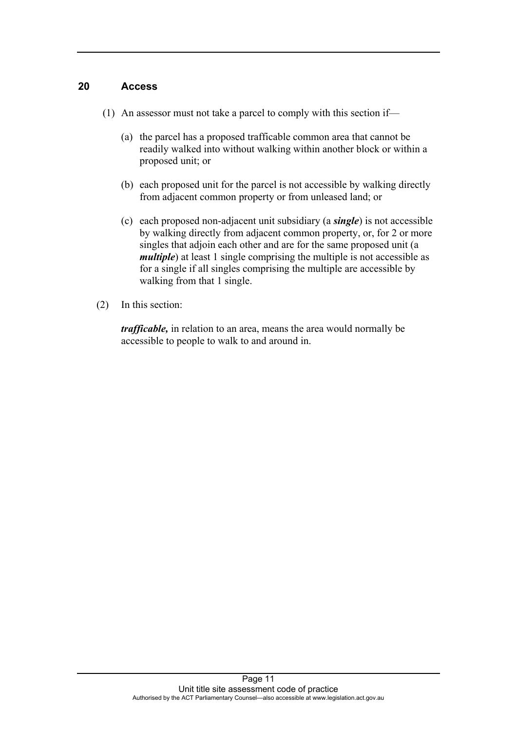## 20 Access

(1) An assessor must not take a parcel to comply with this section if—

(a) the parcel has a proposed trafficable common area that cannot be readily walked into without walking within another block or within a proposed unit; or

(b) each proposed unit for the parcel is not accessible by walking directly from adjacent common property or from unleased land; or

(c) each proposed non-adjacent unit subsidiary (a ***single***) is not accessible by walking directly from adjacent common property, or, for 2 or more singles that adjoin each other and are for the same proposed unit (a ***multiple***) at least 1 single comprising the multiple is not accessible as for a single if all singles comprising the multiple are accessible by walking from that 1 single.

(2) In this section:

***trafficable,*** in relation to an area, means the area would normally be accessible to people to walk to and around in.